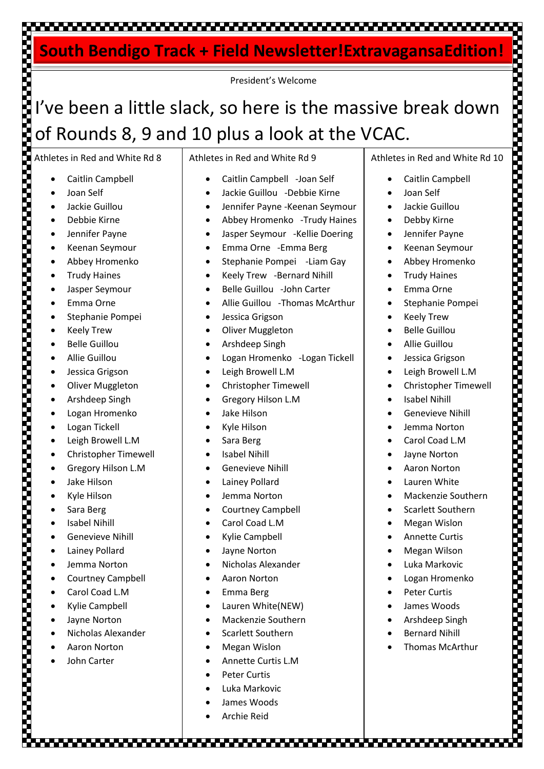# South Bendigo Track + Field Newsletter!ExtravagansaEdition!

President's Welcome

## I've been a little slack, so here is the massive break down of Rounds 8, 9 and 10 plus a look at the VCAC.

Athletes in Red and White Rd 8

- Caitlin Campbell
- Joan Self
- Jackie Guillou
- Debbie Kirne
- Jennifer Payne
- Keenan Seymour
- Abbey Hromenko
- Trudy Haines
- Jasper Seymour
- Emma Orne
- Stephanie Pompei
- Keely Trew
- Belle Guillou
- Allie Guillou
- Jessica Grigson
- Oliver Muggleton
- Arshdeep Singh
- Logan Hromenko
- Logan Tickell
- Leigh Browell L.M
- Christopher Timewell
- Gregory Hilson L.M
- Jake Hilson
- Kyle Hilson
- Sara Berg
- Isabel Nihill
- Genevieve Nihill
- Lainey Pollard
- Jemma Norton
- Courtney Campbell
- Carol Coad L.M
- Kylie Campbell
- Jayne Norton
- Nicholas Alexander
- Aaron Norton
- John Carter

Athletes in Red and White Rd 9

- Caitlin Campbell -Joan Self
- Jackie Guillou -Debbie Kirne
- Jennifer Payne -Keenan Seymour
- Abbey Hromenko -Trudy Haines
- Jasper Seymour -Kellie Doering
- Emma Orne -Emma Berg
- Stephanie Pompei -Liam Gay
- Keely Trew -Bernard Nihill
- Belle Guillou -John Carter
- Allie Guillou -Thomas McArthur
- Jessica Grigson
- Oliver Muggleton
- Arshdeep Singh
- Logan Hromenko -Logan Tickell
- Leigh Browell L.M
- Christopher Timewell
- Gregory Hilson L.M
- Jake Hilson
- Kyle Hilson
- Sara Berg
- Isabel Nihill
- Genevieve Nihill
- Lainey Pollard
- Jemma Norton
- Courtney Campbell
- Carol Coad L.M
- Kylie Campbell
- Jayne Norton
- Nicholas Alexander
- Aaron Norton
- Emma Berg
- Lauren White(NEW)
- Mackenzie Southern
- Scarlett Southern
- Megan Wislon
- Annette Curtis L.M
- Peter Curtis
- Luka Markovic
- James Woods
- Archie Reid

Athletes in Red and White Rd 10

- Caitlin Campbell
- Joan Self
- Jackie Guillou
- Debby Kirne
- Jennifer Payne
- Keenan Seymour
- Abbey Hromenko
- Trudy Haines
- Emma Orne
- Stephanie Pompei
- Keely Trew
- Belle Guillou
- Allie Guillou
- Jessica Grigson
- Leigh Browell L.M
- Christopher Timewell
- Isabel Nihill
- Genevieve Nihill
- Jemma Norton
- Carol Coad L.M
- Jayne Norton
- Aaron Norton
- Lauren White
- Mackenzie Southern
- Scarlett Southern
- Megan Wislon
- Annette Curtis
- Megan Wilson
- Luka Markovic
- Logan Hromenko
- Peter Curtis
- James Woods
- Arshdeep Singh
- Bernard Nihill
- Thomas McArthur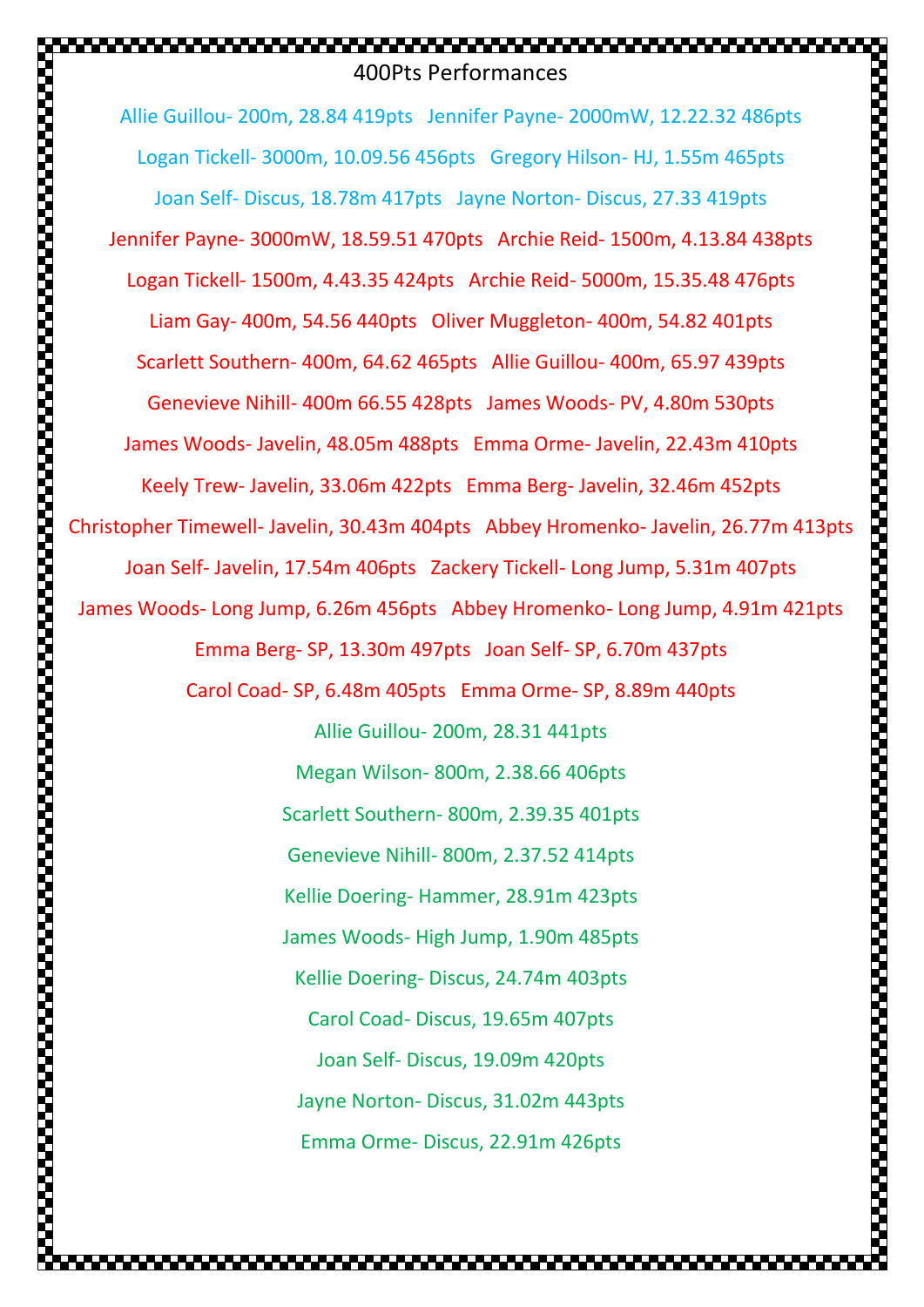# 400Pts Performances

Allie Guillou- 200m, 28.84 419pts   Jennifer Payne- 2000mW, 12.22.32 486pts

Logan Tickell- 3000m, 10.09.56 456pts   Gregory Hilson- HJ, 1.55m 465pts

Joan Self- Discus, 18.78m 417pts   Jayne Norton- Discus, 27.33 419pts

Jennifer Payne- 3000mW, 18.59.51 470pts   Archie Reid- 1500m, 4.13.84 438pts

Logan Tickell- 1500m, 4.43.35 424pts   Archie Reid- 5000m, 15.35.48 476pts

Liam Gay- 400m, 54.56 440pts   Oliver Muggleton- 400m, 54.82 401pts

Scarlett Southern- 400m, 64.62 465pts   Allie Guillou- 400m, 65.97 439pts

Genevieve Nihill- 400m 66.55 428pts   James Woods- PV, 4.80m 530pts

James Woods- Javelin, 48.05m 488pts   Emma Orme- Javelin, 22.43m 410pts

Keely Trew- Javelin, 33.06m 422pts   Emma Berg- Javelin, 32.46m 452pts

Christopher Timewell- Javelin, 30.43m 404pts   Abbey Hromenko- Javelin, 26.77m 413pts

Joan Self- Javelin, 17.54m 406pts   Zackery Tickell- Long Jump, 5.31m 407pts

James Woods- Long Jump, 6.26m 456pts   Abbey Hromenko- Long Jump, 4.91m 421pts

Emma Berg- SP, 13.30m 497pts   Joan Self- SP, 6.70m 437pts

Carol Coad- SP, 6.48m 405pts   Emma Orme- SP, 8.89m 440pts

Allie Guillou- 200m, 28.31 441pts

Megan Wilson- 800m, 2.38.66 406pts

Scarlett Southern- 800m, 2.39.35 401pts

Genevieve Nihill- 800m, 2.37.52 414pts

Kellie Doering- Hammer, 28.91m 423pts

James Woods- High Jump, 1.90m 485pts

Kellie Doering- Discus, 24.74m 403pts

Carol Coad- Discus, 19.65m 407pts

Joan Self- Discus, 19.09m 420pts

Jayne Norton- Discus, 31.02m 443pts

Emma Orme- Discus, 22.91m 426pts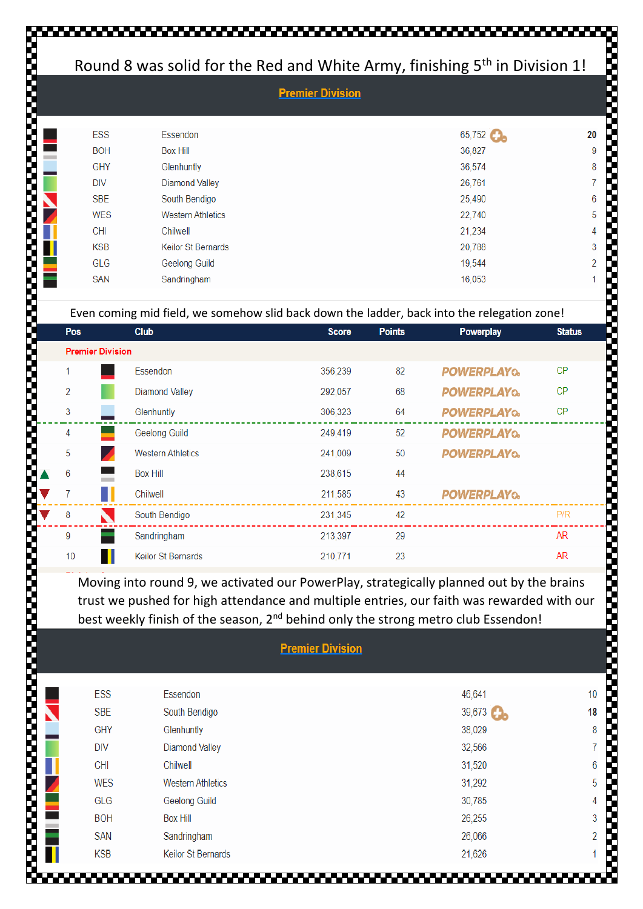Round 8 was solid for the Red and White Army, finishing 5th in Division 1!

## Premier Division

| | | | |
|---|---|---|---|
| ESS | Essendon | 65,752 | **20** |
| BOH | Box Hill | 36,827 | 9 |
| GHY | Glenhuntly | 36,574 | 8 |
| DIV | Diamond Valley | 26,761 | 7 |
| SBE | South Bendigo | 25,490 | 6 |
| WES | Western Athletics | 22,740 | 5 |
| CHI | Chilwell | 21,234 | 4 |
| KSB | Keilor St Bernards | 20,788 | 3 |
| GLG | Geelong Guild | 19,544 | 2 |
| SAN | Sandringham | 16,053 | 1 |

Even coming mid field, we somehow slid back down the ladder, back into the relegation zone!

| Pos | Club | Score | Points | Powerplay | Status |
|---|---|---|---|---|---|
| **Premier Division** | | | | | |
| 1 | Essendon | 356,239 | 82 | POWERPLAY | CP |
| 2 | Diamond Valley | 292,057 | 68 | POWERPLAY | CP |
| 3 | Glenhuntly | 306,323 | 64 | POWERPLAY | CP |
| 4 | Geelong Guild | 249,419 | 52 | POWERPLAY | |
| 5 | Western Athletics | 241,009 | 50 | POWERPLAY | |
| 6 | Box Hill | 238,615 | 44 | | |
| 7 | Chilwell | 211,585 | 43 | POWERPLAY | |
| 8 | South Bendigo | 231,345 | 42 | | P/R |
| 9 | Sandringham | 213,397 | 29 | | AR |
| 10 | Keilor St Bernards | 210,771 | 23 | | AR |

Moving into round 9, we activated our PowerPlay, strategically planned out by the brains trust we pushed for high attendance and multiple entries, our faith was rewarded with our best weekly finish of the season, 2nd behind only the strong metro club Essendon!

## Premier Division

| | | | |
|---|---|---|---|
| ESS | Essendon | 46,641 | 10 |
| SBE | South Bendigo | 39,673 | **18** |
| GHY | Glenhuntly | 38,029 | 8 |
| DIV | Diamond Valley | 32,566 | 7 |
| CHI | Chilwell | 31,520 | 6 |
| WES | Western Athletics | 31,292 | 5 |
| GLG | Geelong Guild | 30,785 | 4 |
| BOH | Box Hill | 26,255 | 3 |
| SAN | Sandringham | 26,066 | 2 |
| KSB | Keilor St Bernards | 21,626 | 1 |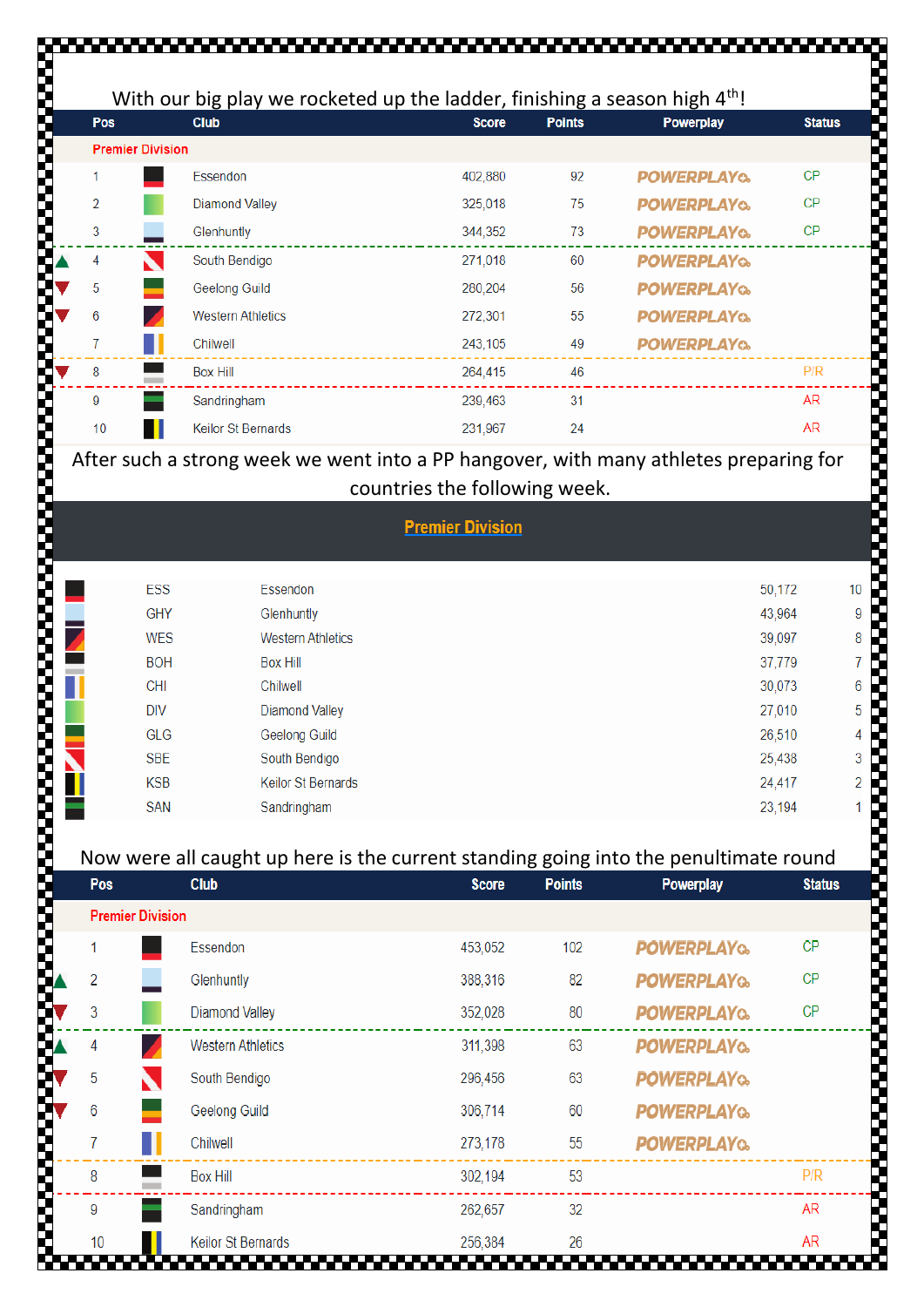With our big play we rocketed up the ladder, finishing a season high 4th!

| | Pos | Club | Score | Points | Powerplay | Status |
|---|---|---|---|---|---|---|
| | | **Premier Division** | | | | |
| | 1 | Essendon | 402,880 | 92 | POWERPLAY | CP |
| | 2 | Diamond Valley | 325,018 | 75 | POWERPLAY | CP |
| | 3 | Glenhuntly | 344,352 | 73 | POWERPLAY | CP |
| ▲ | 4 | South Bendigo | 271,018 | 60 | POWERPLAY | |
| ▼ | 5 | Geelong Guild | 280,204 | 56 | POWERPLAY | |
| ▼ | 6 | Western Athletics | 272,301 | 55 | POWERPLAY | |
| | 7 | Chilwell | 243,105 | 49 | POWERPLAY | |
| ▼ | 8 | Box Hill | 264,415 | 46 | | P/R |
| | 9 | Sandringham | 239,463 | 31 | | AR |
| | 10 | Keilor St Bernards | 231,967 | 24 | | AR |

After such a strong week we went into a PP hangover, with many athletes preparing for countries the following week.

**Premier Division**

| Code | Club | Score | Points |
|---|---|---|---|
| ESS | Essendon | 50,172 | 10 |
| GHY | Glenhuntly | 43,964 | 9 |
| WES | Western Athletics | 39,097 | 8 |
| BOH | Box Hill | 37,779 | 7 |
| CHI | Chilwell | 30,073 | 6 |
| DIV | Diamond Valley | 27,010 | 5 |
| GLG | Geelong Guild | 26,510 | 4 |
| SBE | South Bendigo | 25,438 | 3 |
| KSB | Keilor St Bernards | 24,417 | 2 |
| SAN | Sandringham | 23,194 | 1 |

Now were all caught up here is the current standing going into the penultimate round

| | Pos | Club | Score | Points | Powerplay | Status |
|---|---|---|---|---|---|---|
| | | **Premier Division** | | | | |
| | 1 | Essendon | 453,052 | 102 | POWERPLAY | CP |
| ▲ | 2 | Glenhuntly | 388,316 | 82 | POWERPLAY | CP |
| ▼ | 3 | Diamond Valley | 352,028 | 80 | POWERPLAY | CP |
| ▲ | 4 | Western Athletics | 311,398 | 63 | POWERPLAY | |
| ▼ | 5 | South Bendigo | 296,456 | 63 | POWERPLAY | |
| ▼ | 6 | Geelong Guild | 306,714 | 60 | POWERPLAY | |
| | 7 | Chilwell | 273,178 | 55 | POWERPLAY | |
| | 8 | Box Hill | 302,194 | 53 | | P/R |
| | 9 | Sandringham | 262,657 | 32 | | AR |
| | 10 | Keilor St Bernards | 256,384 | 26 | | AR |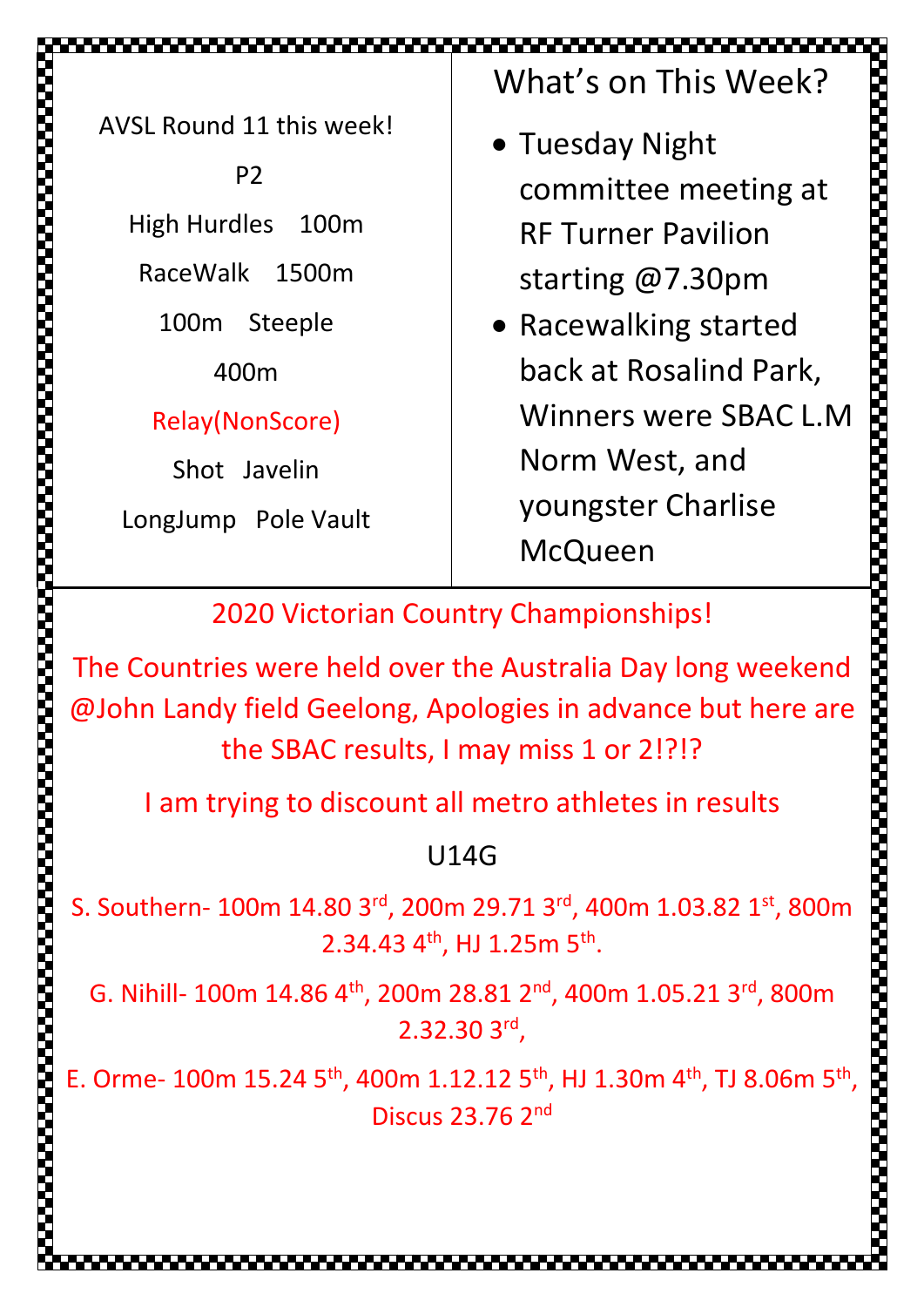AVSL Round 11 this week!

P2

High Hurdles 100m

RaceWalk 1500m

100m Steeple

400m

Relay(NonScore)

Shot Javelin

LongJump Pole Vault

## What's on This Week?

- Tuesday Night committee meeting at RF Turner Pavilion starting @7.30pm
- Racewalking started back at Rosalind Park, Winners were SBAC L.M Norm West, and youngster Charlise McQueen

## 2020 Victorian Country Championships!

The Countries were held over the Australia Day long weekend @John Landy field Geelong, Apologies in advance but here are the SBAC results, I may miss 1 or 2!?!?

I am trying to discount all metro athletes in results

### U14G

S. Southern- 100m 14.80 3rd, 200m 29.71 3rd, 400m 1.03.82 1st, 800m 2.34.43 4th, HJ 1.25m 5th.

G. Nihill- 100m 14.86 4th, 200m 28.81 2nd, 400m 1.05.21 3rd, 800m 2.32.30 3rd,

E. Orme- 100m 15.24 5th, 400m 1.12.12 5th, HJ 1.30m 4th, TJ 8.06m 5th, Discus 23.76 2nd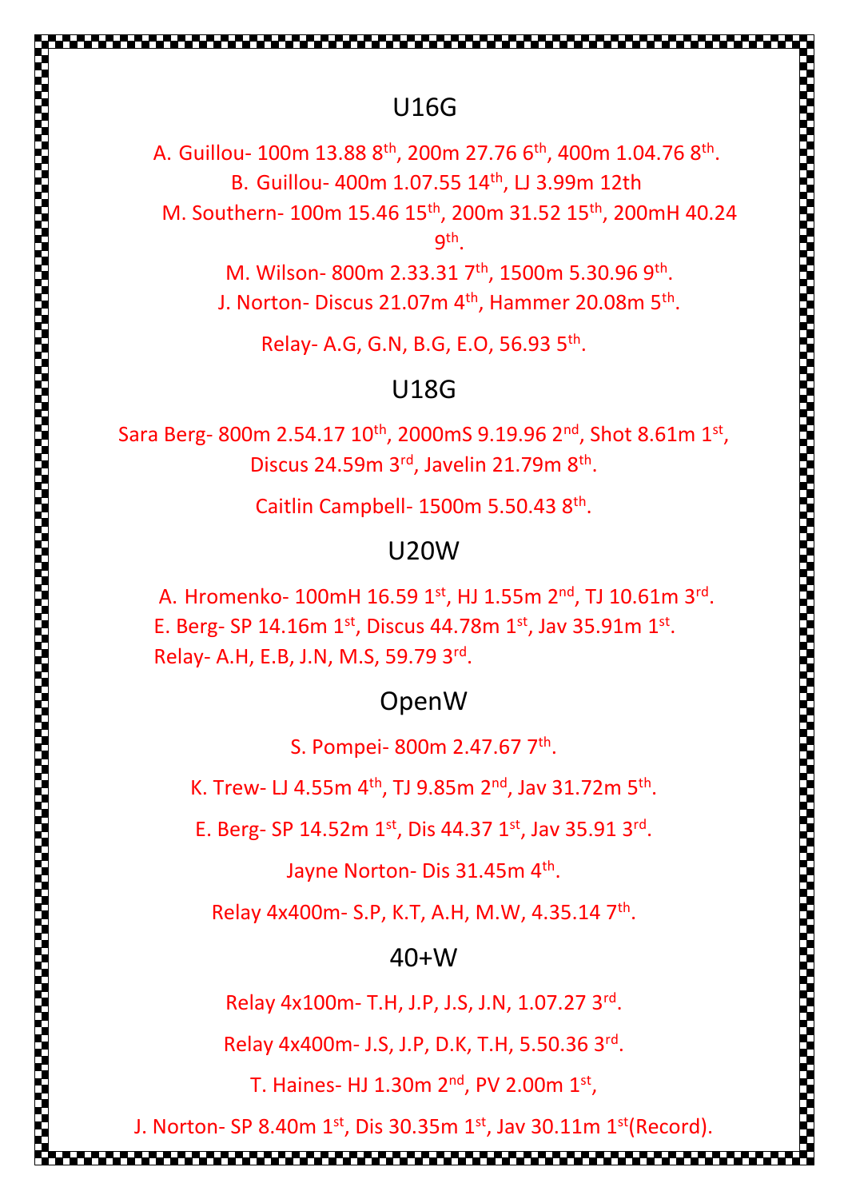## U16G

A. Guillou- 100m 13.88 8th, 200m 27.76 6th, 400m 1.04.76 8th.

B. Guillou- 400m 1.07.55 14th, LJ 3.99m 12th

M. Southern- 100m 15.46 15th, 200m 31.52 15th, 200mH 40.24 9th.

M. Wilson- 800m 2.33.31 7th, 1500m 5.30.96 9th.

J. Norton- Discus 21.07m 4th, Hammer 20.08m 5th.

Relay- A.G, G.N, B.G, E.O, 56.93 5th.

## U18G

Sara Berg- 800m 2.54.17 10th, 2000mS 9.19.96 2nd, Shot 8.61m 1st, Discus 24.59m 3rd, Javelin 21.79m 8th.

Caitlin Campbell- 1500m 5.50.43 8th.

## U20W

A. Hromenko- 100mH 16.59 1st, HJ 1.55m 2nd, TJ 10.61m 3rd.

E. Berg- SP 14.16m 1st, Discus 44.78m 1st, Jav 35.91m 1st.

Relay- A.H, E.B, J.N, M.S, 59.79 3rd.

## OpenW

S. Pompei- 800m 2.47.67 7th.

K. Trew- LJ 4.55m 4th, TJ 9.85m 2nd, Jav 31.72m 5th.

E. Berg- SP 14.52m 1st, Dis 44.37 1st, Jav 35.91 3rd.

Jayne Norton- Dis 31.45m 4th.

Relay 4x400m- S.P, K.T, A.H, M.W, 4.35.14 7th.

## 40+W

Relay 4x100m- T.H, J.P, J.S, J.N, 1.07.27 3rd.

Relay 4x400m- J.S, J.P, D.K, T.H, 5.50.36 3rd.

T. Haines- HJ 1.30m 2nd, PV 2.00m 1st,

J. Norton- SP 8.40m 1st, Dis 30.35m 1st, Jav 30.11m 1st(Record).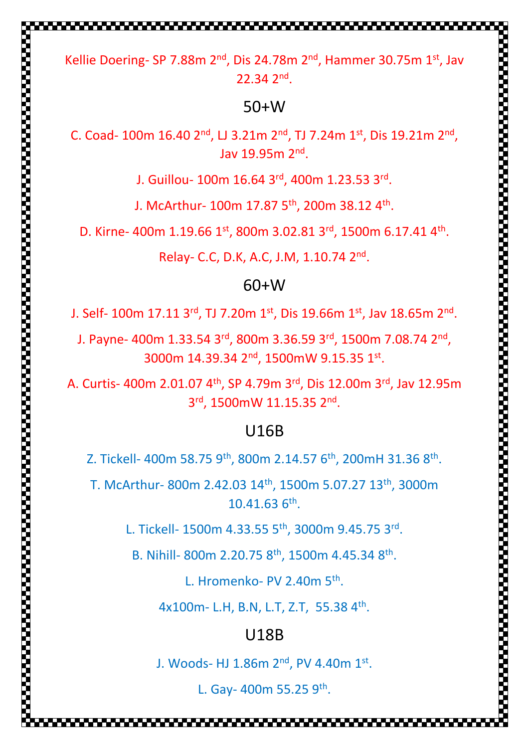Kellie Doering- SP 7.88m 2nd, Dis 24.78m 2nd, Hammer 30.75m 1st, Jav 22.34 2nd.

## 50+W

C. Coad- 100m 16.40 2nd, LJ 3.21m 2nd, TJ 7.24m 1st, Dis 19.21m 2nd, Jav 19.95m 2nd.

J. Guillou- 100m 16.64 3rd, 400m 1.23.53 3rd.

J. McArthur- 100m 17.87 5th, 200m 38.12 4th.

D. Kirne- 400m 1.19.66 1st, 800m 3.02.81 3rd, 1500m 6.17.41 4th.

Relay- C.C, D.K, A.C, J.M, 1.10.74 2nd.

## 60+W

J. Self- 100m 17.11 3rd, TJ 7.20m 1st, Dis 19.66m 1st, Jav 18.65m 2nd.

J. Payne- 400m 1.33.54 3rd, 800m 3.36.59 3rd, 1500m 7.08.74 2nd, 3000m 14.39.34 2nd, 1500mW 9.15.35 1st.

A. Curtis- 400m 2.01.07 4th, SP 4.79m 3rd, Dis 12.00m 3rd, Jav 12.95m 3rd, 1500mW 11.15.35 2nd.

## U16B

Z. Tickell- 400m 58.75 9th, 800m 2.14.57 6th, 200mH 31.36 8th.

T. McArthur- 800m 2.42.03 14th, 1500m 5.07.27 13th, 3000m 10.41.63 6th.

L. Tickell- 1500m 4.33.55 5th, 3000m 9.45.75 3rd.

B. Nihill- 800m 2.20.75 8th, 1500m 4.45.34 8th.

L. Hromenko- PV 2.40m 5th.

4x100m- L.H, B.N, L.T, Z.T, 55.38 4th.

## U18B

J. Woods- HJ 1.86m 2nd, PV 4.40m 1st.

L. Gay- 400m 55.25 9th.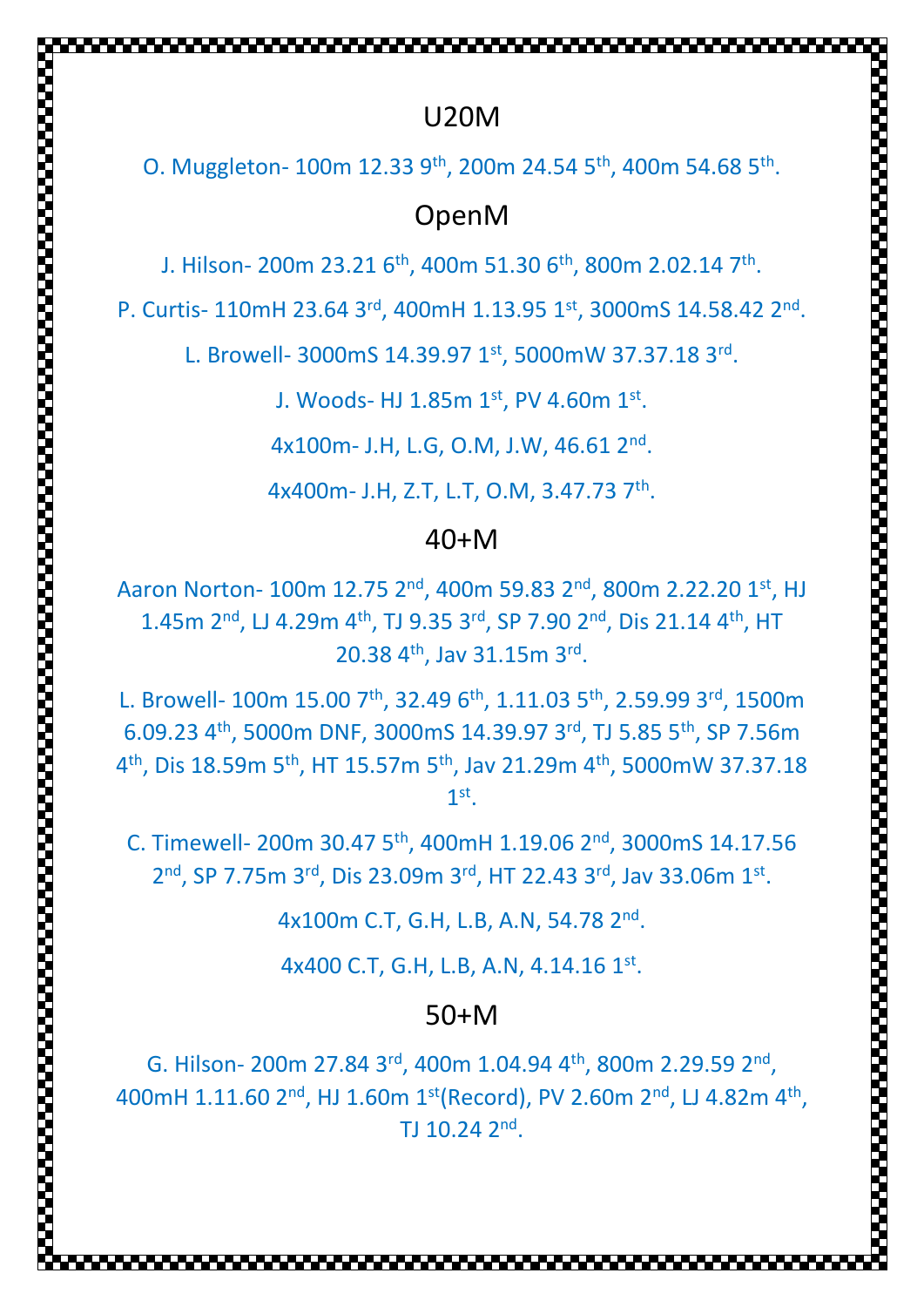## U20M

O. Muggleton- 100m 12.33 9th, 200m 24.54 5th, 400m 54.68 5th.

## OpenM

J. Hilson- 200m 23.21 6th, 400m 51.30 6th, 800m 2.02.14 7th.

P. Curtis- 110mH 23.64 3rd, 400mH 1.13.95 1st, 3000mS 14.58.42 2nd.

L. Browell- 3000mS 14.39.97 1st, 5000mW 37.37.18 3rd.

J. Woods- HJ 1.85m 1st, PV 4.60m 1st.

4x100m- J.H, L.G, O.M, J.W, 46.61 2nd.

4x400m- J.H, Z.T, L.T, O.M, 3.47.73 7th.

## 40+M

Aaron Norton- 100m 12.75 2nd, 400m 59.83 2nd, 800m 2.22.20 1st, HJ 1.45m 2nd, LJ 4.29m 4th, TJ 9.35 3rd, SP 7.90 2nd, Dis 21.14 4th, HT 20.38 4th, Jav 31.15m 3rd.

L. Browell- 100m 15.00 7th, 32.49 6th, 1.11.03 5th, 2.59.99 3rd, 1500m 6.09.23 4th, 5000m DNF, 3000mS 14.39.97 3rd, TJ 5.85 5th, SP 7.56m 4th, Dis 18.59m 5th, HT 15.57m 5th, Jav 21.29m 4th, 5000mW 37.37.18 1st.

C. Timewell- 200m 30.47 5th, 400mH 1.19.06 2nd, 3000mS 14.17.56 2nd, SP 7.75m 3rd, Dis 23.09m 3rd, HT 22.43 3rd, Jav 33.06m 1st.

4x100m C.T, G.H, L.B, A.N, 54.78 2nd.

4x400 C.T, G.H, L.B, A.N, 4.14.16 1st.

## 50+M

G. Hilson- 200m 27.84 3rd, 400m 1.04.94 4th, 800m 2.29.59 2nd, 400mH 1.11.60 2nd, HJ 1.60m 1st(Record), PV 2.60m 2nd, LJ 4.82m 4th, TJ 10.24 2nd.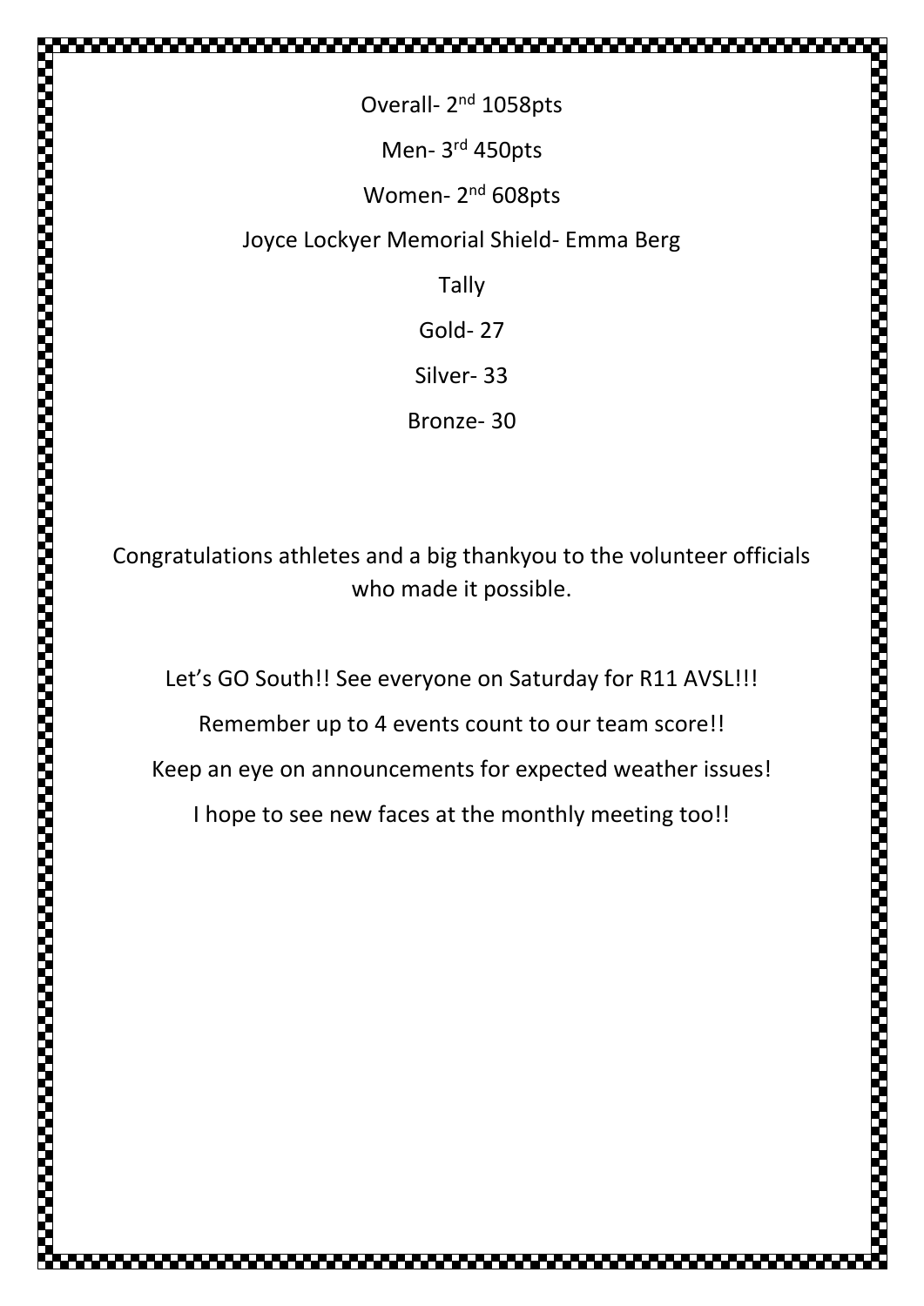Overall- 2nd 1058pts

Men- 3rd 450pts

Women- 2nd 608pts

Joyce Lockyer Memorial Shield- Emma Berg

Tally

Gold- 27

Silver- 33

Bronze- 30

Congratulations athletes and a big thankyou to the volunteer officials who made it possible.

Let's GO South!! See everyone on Saturday for R11 AVSL!!!

Remember up to 4 events count to our team score!!

Keep an eye on announcements for expected weather issues!

I hope to see new faces at the monthly meeting too!!